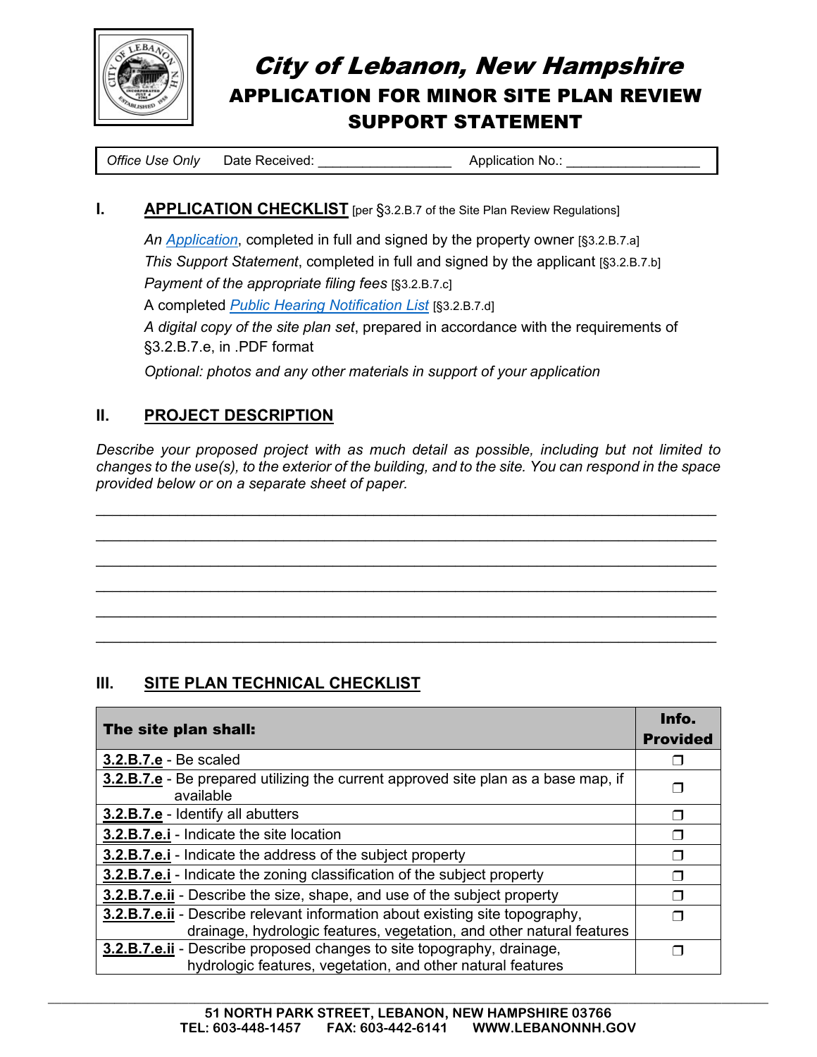# City of Lebanon, New Hampshire
## APPLICATION FOR MINOR SITE PLAN REVIEW SUPPORT STATEMENT

*Office Use Only* Date Received: __________________ Application No.: __________________

## I. APPLICATION CHECKLIST [per §3.2.B.7 of the Site Plan Review Regulations]

*An Application*, completed in full and signed by the property owner [§3.2.B.7.a]

*This Support Statement*, completed in full and signed by the applicant [§3.2.B.7.b]

*Payment of the appropriate filing fees* [§3.2.B.7.c]

A completed *Public Hearing Notification List* [§3.2.B.7.d]

*A digital copy of the site plan set*, prepared in accordance with the requirements of §3.2.B.7.e, in .PDF format

*Optional: photos and any other materials in support of your application*

## II. PROJECT DESCRIPTION

*Describe your proposed project with as much detail as possible, including but not limited to changes to the use(s), to the exterior of the building, and to the site. You can respond in the space provided below or on a separate sheet of paper.*

______________________________________________________________________________

______________________________________________________________________________

______________________________________________________________________________

______________________________________________________________________________

______________________________________________________________________________

______________________________________________________________________________

## III. SITE PLAN TECHNICAL CHECKLIST

| The site plan shall: | Info. Provided |
|---|---|
| **3.2.B.7.e** - Be scaled | ❐ |
| **3.2.B.7.e** - Be prepared utilizing the current approved site plan as a base map, if available | ❐ |
| **3.2.B.7.e** - Identify all abutters | ❐ |
| **3.2.B.7.e.i** - Indicate the site location | ❐ |
| **3.2.B.7.e.i** - Indicate the address of the subject property | ❐ |
| **3.2.B.7.e.i** - Indicate the zoning classification of the subject property | ❐ |
| **3.2.B.7.e.ii** - Describe the size, shape, and use of the subject property | ❐ |
| **3.2.B.7.e.ii** - Describe relevant information about existing site topography, drainage, hydrologic features, vegetation, and other natural features | ❐ |
| **3.2.B.7.e.ii** - Describe proposed changes to site topography, drainage, hydrologic features, vegetation, and other natural features | ❐ |

51 NORTH PARK STREET, LEBANON, NEW HAMPSHIRE 03766
TEL: 603-448-1457 FAX: 603-442-6141 WWW.LEBANONNH.GOV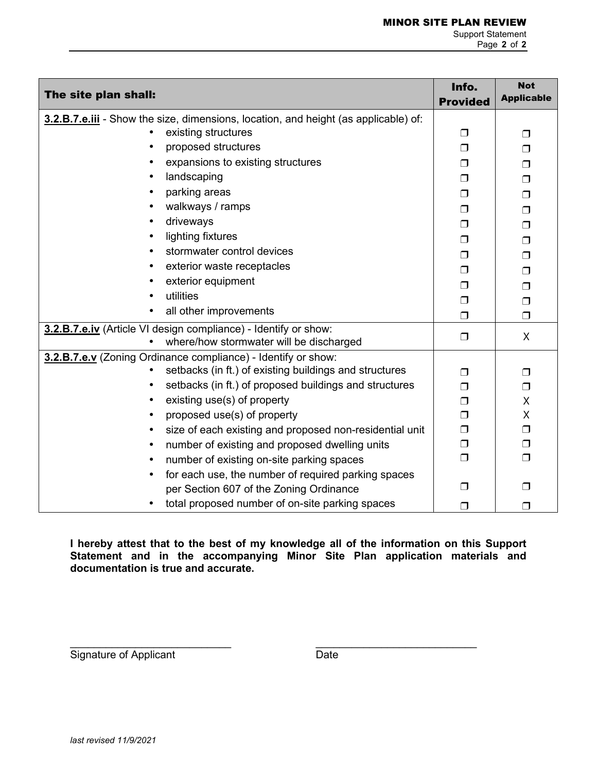| The site plan shall: | Info. Provided | Not Applicable |
|---|---|---|
| **3.2.B.7.e.iii** - Show the size, dimensions, location, and height (as applicable) of: | | |
| • existing structures | ❒ | ❒ |
| • proposed structures | ❒ | ❒ |
| • expansions to existing structures | ❒ | ❒ |
| • landscaping | ❒ | ❒ |
| • parking areas | ❒ | ❒ |
| • walkways / ramps | ❒ | ❒ |
| • driveways | ❒ | ❒ |
| • lighting fixtures | ❒ | ❒ |
| • stormwater control devices | ❒ | ❒ |
| • exterior waste receptacles | ❒ | ❒ |
| • exterior equipment | ❒ | ❒ |
| • utilities | ❒ | ❒ |
| • all other improvements | ❒ | ❒ |
| **3.2.B.7.e.iv** (Article VI design compliance) - Identify or show: • where/how stormwater will be discharged | ❒ | X |
| **3.2.B.7.e.v** (Zoning Ordinance compliance) - Identify or show: | | |
| • setbacks (in ft.) of existing buildings and structures | ❒ | ❒ |
| • setbacks (in ft.) of proposed buildings and structures | ❒ | ❒ |
| • existing use(s) of property | ❒ | X |
| • proposed use(s) of property | ❒ | X |
| • size of each existing and proposed non-residential unit | ❒ | ❒ |
| • number of existing and proposed dwelling units | ❒ | ❒ |
| • number of existing on-site parking spaces | ❒ | ❒ |
| • for each use, the number of required parking spaces per Section 607 of the Zoning Ordinance | ❒ | ❒ |
| • total proposed number of on-site parking spaces | ❒ | ❒ |

**I hereby attest that to the best of my knowledge all of the information on this Support Statement and in the accompanying Minor Site Plan application materials and documentation is true and accurate.**

\_\_\_\_\_\_\_\_\_\_\_\_\_\_\_\_\_\_\_\_\_\_\_\_\_\_\_\_ \_\_\_\_\_\_\_\_\_\_\_\_\_\_\_\_\_\_\_\_\_\_\_\_\_\_\_\_

Signature of Applicant Date

*last revised 11/9/2021*